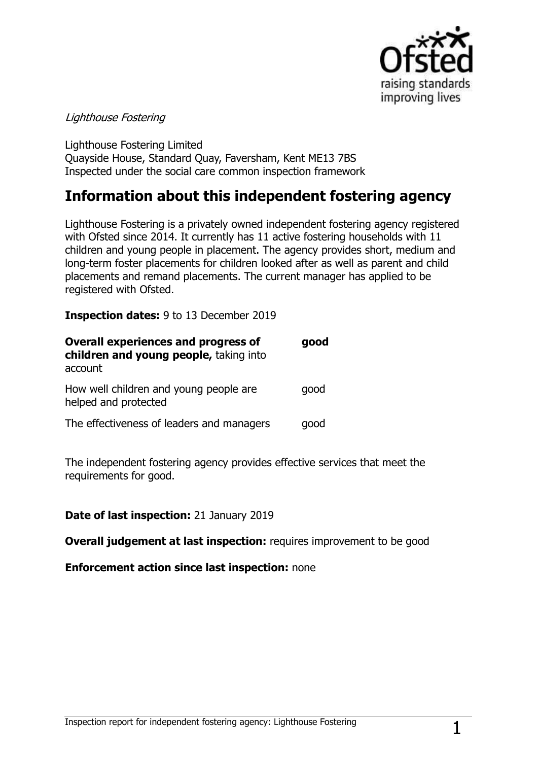*Lighthouse Fostering*

Lighthouse Fostering Limited
Quayside House, Standard Quay, Faversham, Kent ME13 7BS
Inspected under the social care common inspection framework

## Information about this independent fostering agency

Lighthouse Fostering is a privately owned independent fostering agency registered with Ofsted since 2014. It currently has 11 active fostering households with 11 children and young people in placement. The agency provides short, medium and long-term foster placements for children looked after as well as parent and child placements and remand placements. The current manager has applied to be registered with Ofsted.

**Inspection dates:** 9 to 13 December 2019

| | |
|---|---|
| **Overall experiences and progress of children and young people,** taking into account | **good** |
| How well children and young people are helped and protected | good |
| The effectiveness of leaders and managers | good |

The independent fostering agency provides effective services that meet the requirements for good.

**Date of last inspection:** 21 January 2019

**Overall judgement at last inspection:** requires improvement to be good

**Enforcement action since last inspection:** none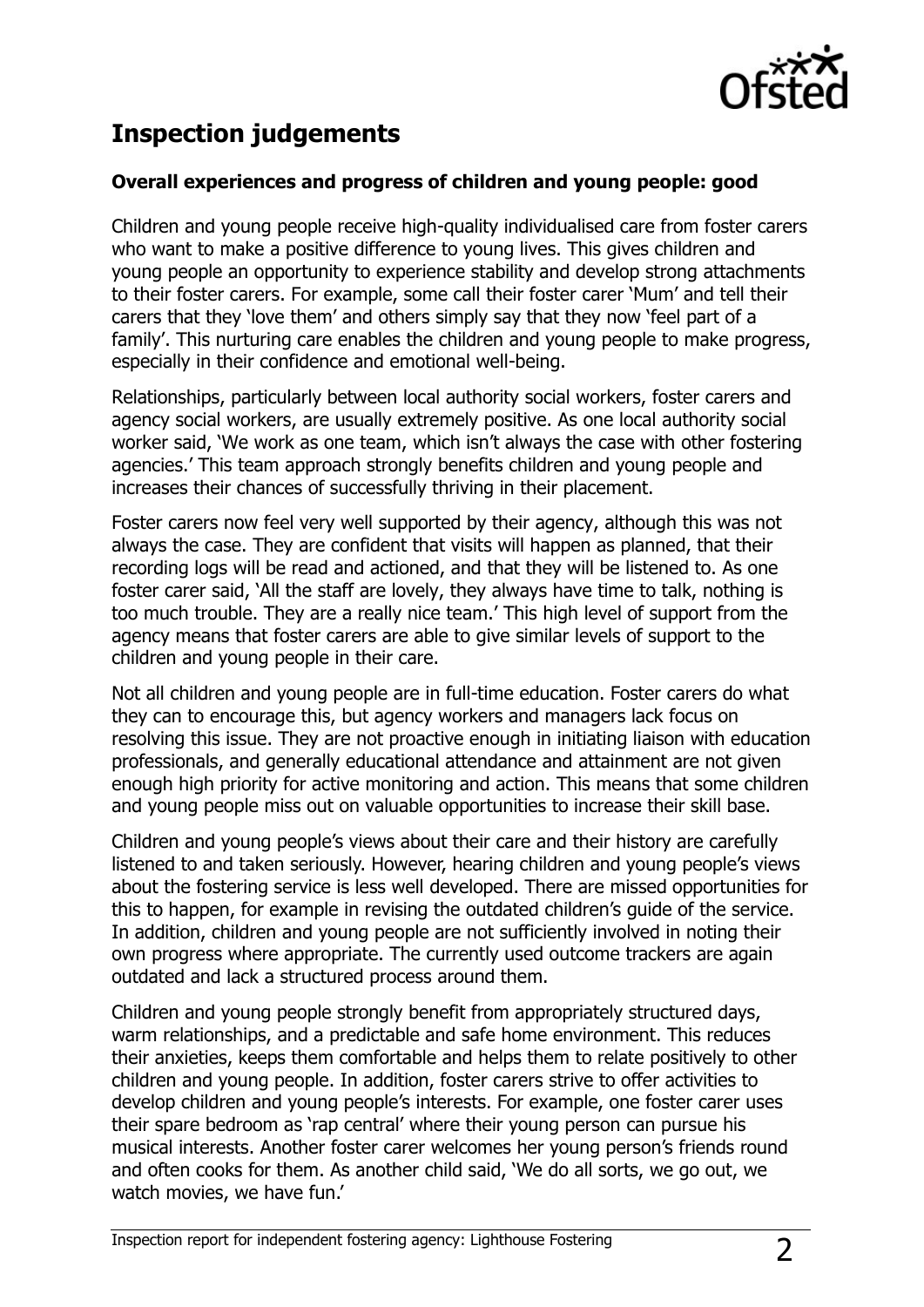## Inspection judgements

**Overall experiences and progress of children and young people: good**

Children and young people receive high-quality individualised care from foster carers who want to make a positive difference to young lives. This gives children and young people an opportunity to experience stability and develop strong attachments to their foster carers. For example, some call their foster carer 'Mum' and tell their carers that they 'love them' and others simply say that they now 'feel part of a family'. This nurturing care enables the children and young people to make progress, especially in their confidence and emotional well-being.

Relationships, particularly between local authority social workers, foster carers and agency social workers, are usually extremely positive. As one local authority social worker said, 'We work as one team, which isn't always the case with other fostering agencies.' This team approach strongly benefits children and young people and increases their chances of successfully thriving in their placement.

Foster carers now feel very well supported by their agency, although this was not always the case. They are confident that visits will happen as planned, that their recording logs will be read and actioned, and that they will be listened to. As one foster carer said, 'All the staff are lovely, they always have time to talk, nothing is too much trouble. They are a really nice team.' This high level of support from the agency means that foster carers are able to give similar levels of support to the children and young people in their care.

Not all children and young people are in full-time education. Foster carers do what they can to encourage this, but agency workers and managers lack focus on resolving this issue. They are not proactive enough in initiating liaison with education professionals, and generally educational attendance and attainment are not given enough high priority for active monitoring and action. This means that some children and young people miss out on valuable opportunities to increase their skill base.

Children and young people's views about their care and their history are carefully listened to and taken seriously. However, hearing children and young people's views about the fostering service is less well developed. There are missed opportunities for this to happen, for example in revising the outdated children's guide of the service. In addition, children and young people are not sufficiently involved in noting their own progress where appropriate. The currently used outcome trackers are again outdated and lack a structured process around them.

Children and young people strongly benefit from appropriately structured days, warm relationships, and a predictable and safe home environment. This reduces their anxieties, keeps them comfortable and helps them to relate positively to other children and young people. In addition, foster carers strive to offer activities to develop children and young people's interests. For example, one foster carer uses their spare bedroom as 'rap central' where their young person can pursue his musical interests. Another foster carer welcomes her young person's friends round and often cooks for them. As another child said, 'We do all sorts, we go out, we watch movies, we have fun.'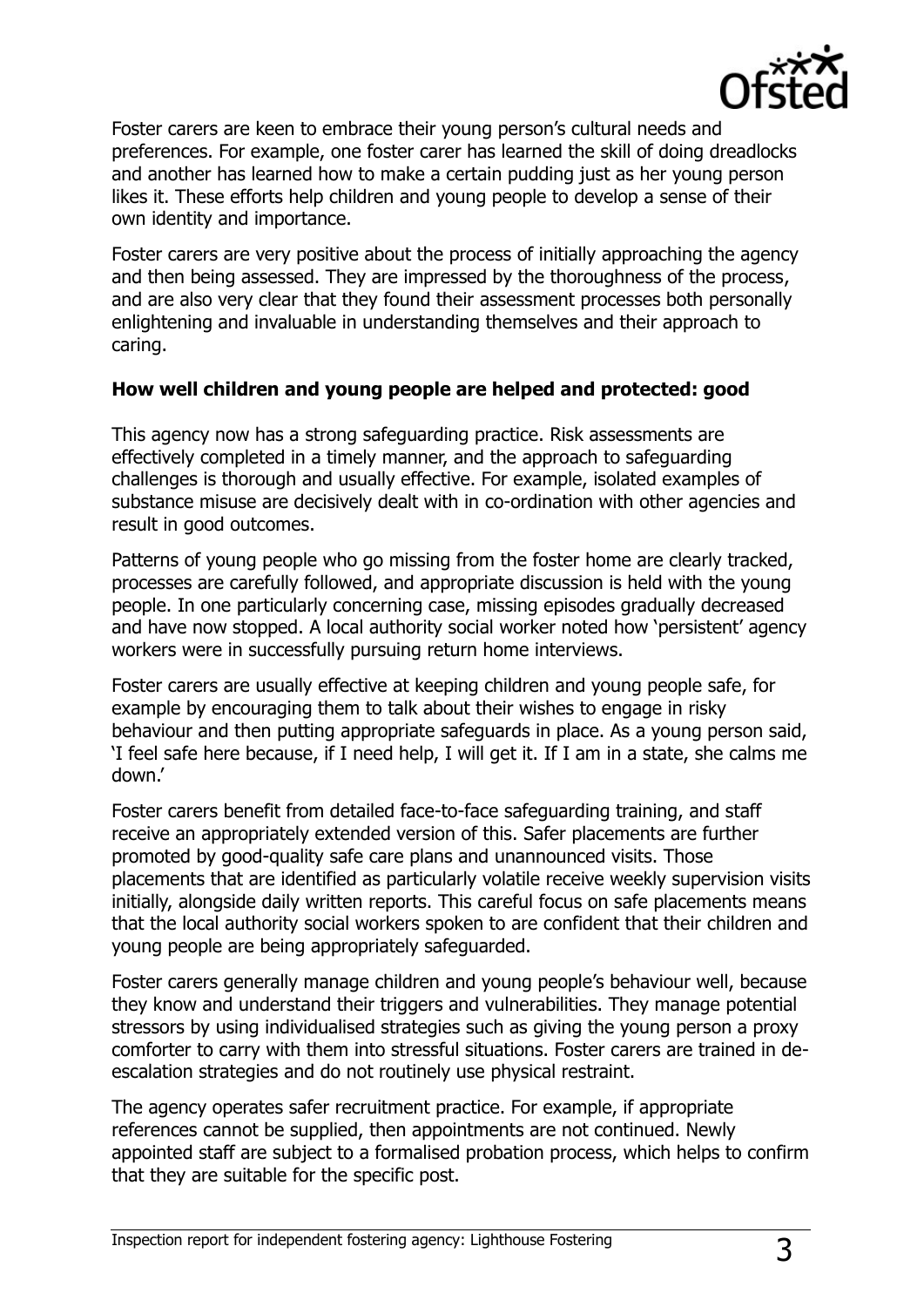Foster carers are keen to embrace their young person's cultural needs and preferences. For example, one foster carer has learned the skill of doing dreadlocks and another has learned how to make a certain pudding just as her young person likes it. These efforts help children and young people to develop a sense of their own identity and importance.

Foster carers are very positive about the process of initially approaching the agency and then being assessed. They are impressed by the thoroughness of the process, and are also very clear that they found their assessment processes both personally enlightening and invaluable in understanding themselves and their approach to caring.

**How well children and young people are helped and protected: good**

This agency now has a strong safeguarding practice. Risk assessments are effectively completed in a timely manner, and the approach to safeguarding challenges is thorough and usually effective. For example, isolated examples of substance misuse are decisively dealt with in co-ordination with other agencies and result in good outcomes.

Patterns of young people who go missing from the foster home are clearly tracked, processes are carefully followed, and appropriate discussion is held with the young people. In one particularly concerning case, missing episodes gradually decreased and have now stopped. A local authority social worker noted how 'persistent' agency workers were in successfully pursuing return home interviews.

Foster carers are usually effective at keeping children and young people safe, for example by encouraging them to talk about their wishes to engage in risky behaviour and then putting appropriate safeguards in place. As a young person said, 'I feel safe here because, if I need help, I will get it. If I am in a state, she calms me down.'

Foster carers benefit from detailed face-to-face safeguarding training, and staff receive an appropriately extended version of this. Safer placements are further promoted by good-quality safe care plans and unannounced visits. Those placements that are identified as particularly volatile receive weekly supervision visits initially, alongside daily written reports. This careful focus on safe placements means that the local authority social workers spoken to are confident that their children and young people are being appropriately safeguarded.

Foster carers generally manage children and young people's behaviour well, because they know and understand their triggers and vulnerabilities. They manage potential stressors by using individualised strategies such as giving the young person a proxy comforter to carry with them into stressful situations. Foster carers are trained in de-escalation strategies and do not routinely use physical restraint.

The agency operates safer recruitment practice. For example, if appropriate references cannot be supplied, then appointments are not continued. Newly appointed staff are subject to a formalised probation process, which helps to confirm that they are suitable for the specific post.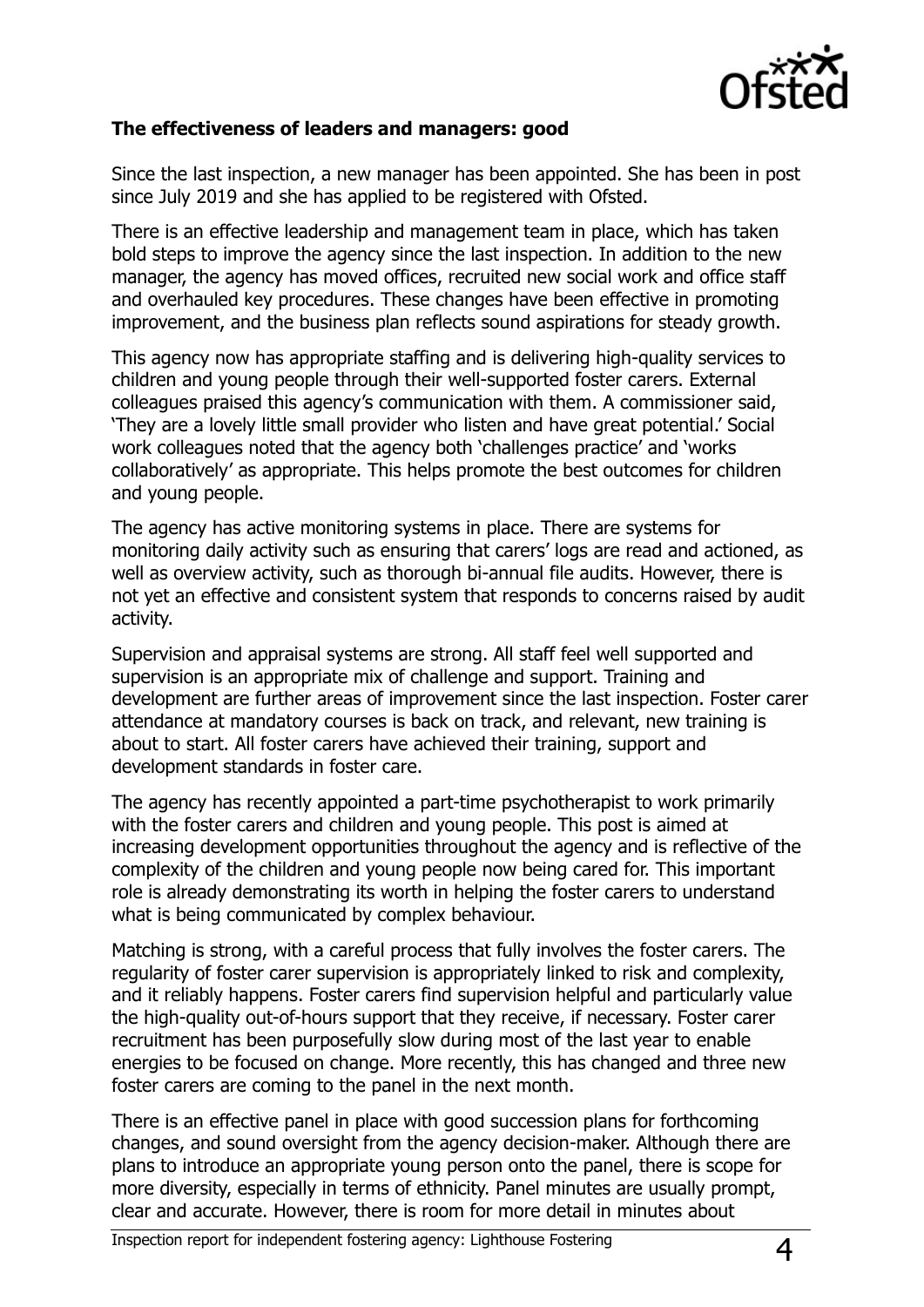**The effectiveness of leaders and managers: good**

Since the last inspection, a new manager has been appointed. She has been in post since July 2019 and she has applied to be registered with Ofsted.

There is an effective leadership and management team in place, which has taken bold steps to improve the agency since the last inspection. In addition to the new manager, the agency has moved offices, recruited new social work and office staff and overhauled key procedures. These changes have been effective in promoting improvement, and the business plan reflects sound aspirations for steady growth.

This agency now has appropriate staffing and is delivering high-quality services to children and young people through their well-supported foster carers. External colleagues praised this agency's communication with them. A commissioner said, 'They are a lovely little small provider who listen and have great potential.' Social work colleagues noted that the agency both 'challenges practice' and 'works collaboratively' as appropriate. This helps promote the best outcomes for children and young people.

The agency has active monitoring systems in place. There are systems for monitoring daily activity such as ensuring that carers' logs are read and actioned, as well as overview activity, such as thorough bi-annual file audits. However, there is not yet an effective and consistent system that responds to concerns raised by audit activity.

Supervision and appraisal systems are strong. All staff feel well supported and supervision is an appropriate mix of challenge and support. Training and development are further areas of improvement since the last inspection. Foster carer attendance at mandatory courses is back on track, and relevant, new training is about to start. All foster carers have achieved their training, support and development standards in foster care.

The agency has recently appointed a part-time psychotherapist to work primarily with the foster carers and children and young people. This post is aimed at increasing development opportunities throughout the agency and is reflective of the complexity of the children and young people now being cared for. This important role is already demonstrating its worth in helping the foster carers to understand what is being communicated by complex behaviour.

Matching is strong, with a careful process that fully involves the foster carers. The regularity of foster carer supervision is appropriately linked to risk and complexity, and it reliably happens. Foster carers find supervision helpful and particularly value the high-quality out-of-hours support that they receive, if necessary. Foster carer recruitment has been purposefully slow during most of the last year to enable energies to be focused on change. More recently, this has changed and three new foster carers are coming to the panel in the next month.

There is an effective panel in place with good succession plans for forthcoming changes, and sound oversight from the agency decision-maker. Although there are plans to introduce an appropriate young person onto the panel, there is scope for more diversity, especially in terms of ethnicity. Panel minutes are usually prompt, clear and accurate. However, there is room for more detail in minutes about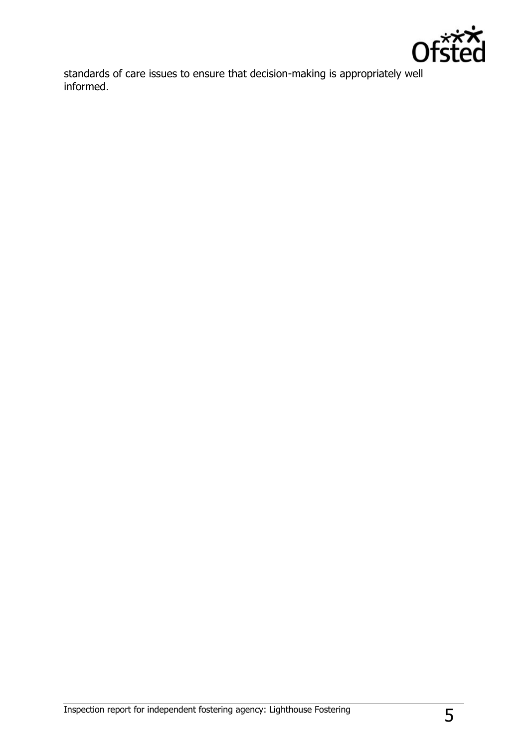standards of care issues to ensure that decision-making is appropriately well informed.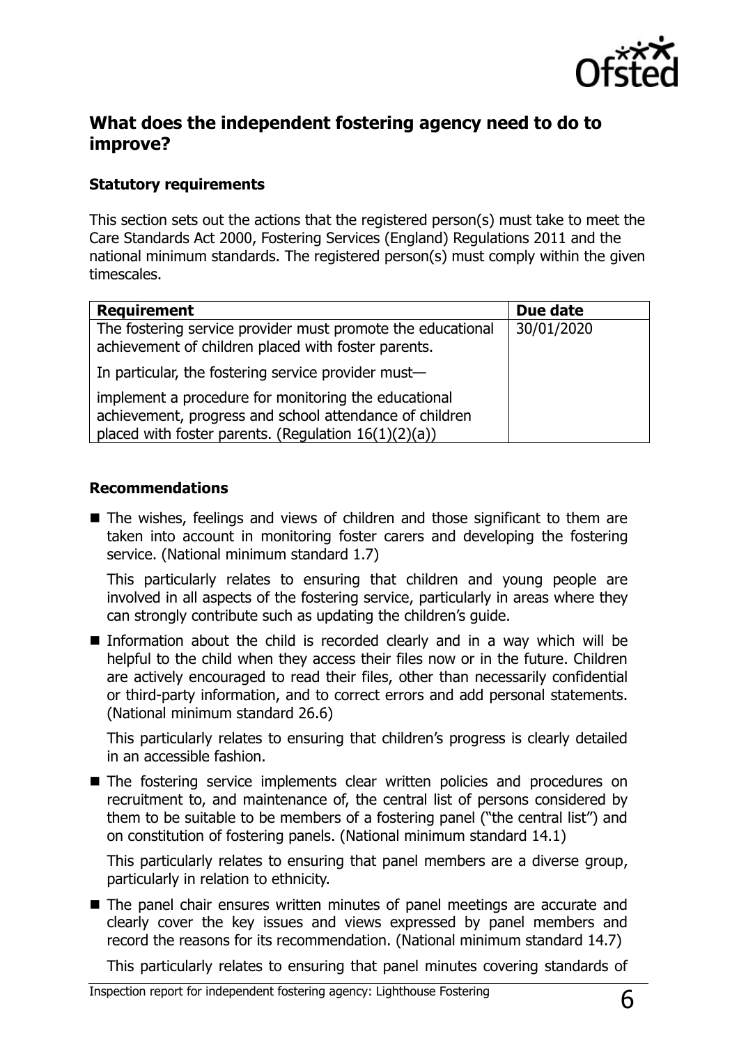## What does the independent fostering agency need to do to improve?

### Statutory requirements

This section sets out the actions that the registered person(s) must take to meet the Care Standards Act 2000, Fostering Services (England) Regulations 2011 and the national minimum standards. The registered person(s) must comply within the given timescales.

| Requirement | Due date |
| --- | --- |
| The fostering service provider must promote the educational achievement of children placed with foster parents.<br><br>In particular, the fostering service provider must—<br><br>implement a procedure for monitoring the educational achievement, progress and school attendance of children placed with foster parents. (Regulation 16(1)(2)(a)) | 30/01/2020 |

### Recommendations

- The wishes, feelings and views of children and those significant to them are taken into account in monitoring foster carers and developing the fostering service. (National minimum standard 1.7)

  This particularly relates to ensuring that children and young people are involved in all aspects of the fostering service, particularly in areas where they can strongly contribute such as updating the children's guide.

- Information about the child is recorded clearly and in a way which will be helpful to the child when they access their files now or in the future. Children are actively encouraged to read their files, other than necessarily confidential or third-party information, and to correct errors and add personal statements. (National minimum standard 26.6)

  This particularly relates to ensuring that children's progress is clearly detailed in an accessible fashion.

- The fostering service implements clear written policies and procedures on recruitment to, and maintenance of, the central list of persons considered by them to be suitable to be members of a fostering panel ("the central list") and on constitution of fostering panels. (National minimum standard 14.1)

  This particularly relates to ensuring that panel members are a diverse group, particularly in relation to ethnicity.

- The panel chair ensures written minutes of panel meetings are accurate and clearly cover the key issues and views expressed by panel members and record the reasons for its recommendation. (National minimum standard 14.7)

  This particularly relates to ensuring that panel minutes covering standards of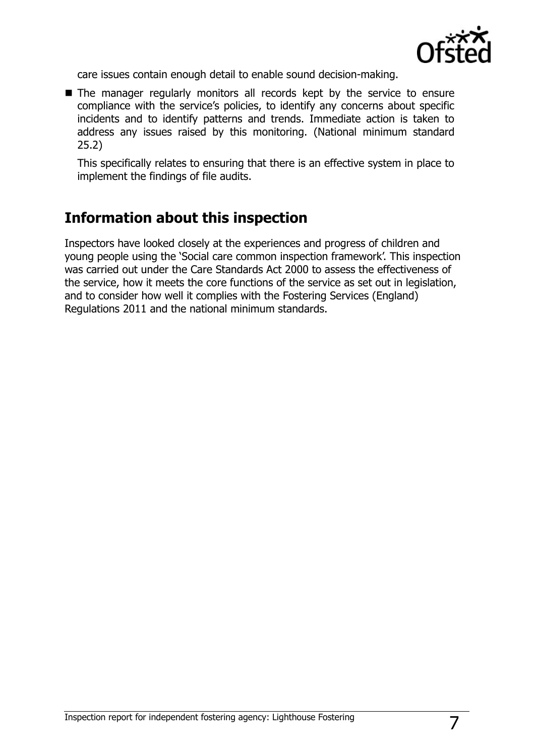care issues contain enough detail to enable sound decision-making.

- The manager regularly monitors all records kept by the service to ensure compliance with the service's policies, to identify any concerns about specific incidents and to identify patterns and trends. Immediate action is taken to address any issues raised by this monitoring. (National minimum standard 25.2)

  This specifically relates to ensuring that there is an effective system in place to implement the findings of file audits.

## Information about this inspection

Inspectors have looked closely at the experiences and progress of children and young people using the 'Social care common inspection framework'. This inspection was carried out under the Care Standards Act 2000 to assess the effectiveness of the service, how it meets the core functions of the service as set out in legislation, and to consider how well it complies with the Fostering Services (England) Regulations 2011 and the national minimum standards.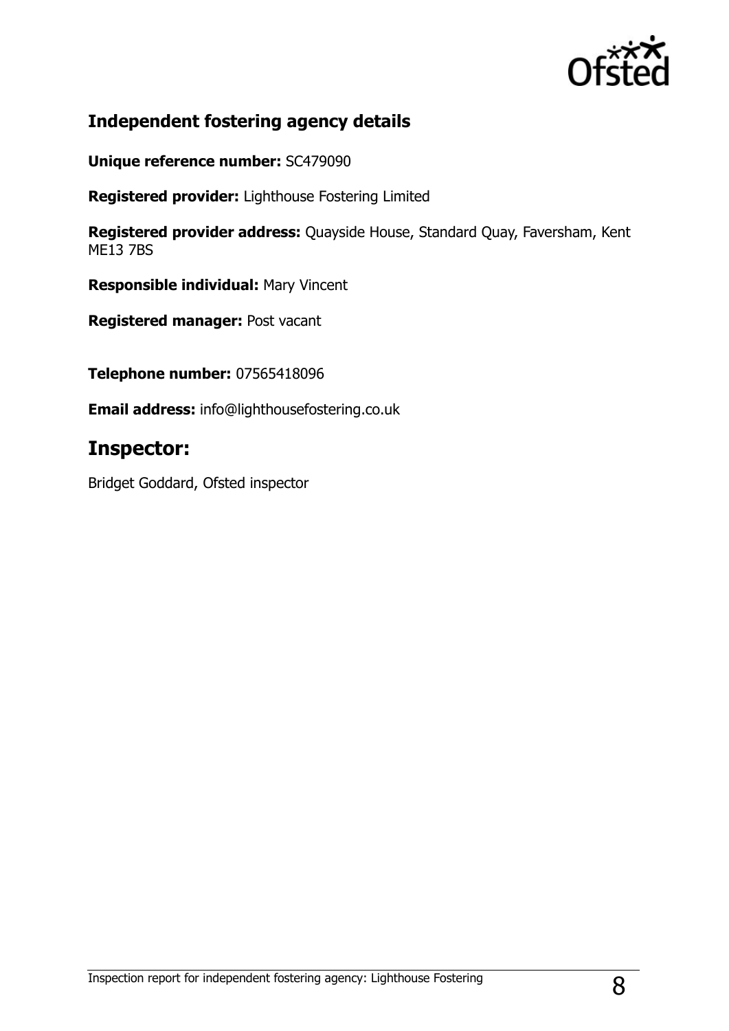## Independent fostering agency details

**Unique reference number:** SC479090

**Registered provider:** Lighthouse Fostering Limited

**Registered provider address:** Quayside House, Standard Quay, Faversham, Kent ME13 7BS

**Responsible individual:** Mary Vincent

**Registered manager:** Post vacant

**Telephone number:** 07565418096

**Email address:** info@lighthousefostering.co.uk

# Inspector:

Bridget Goddard, Ofsted inspector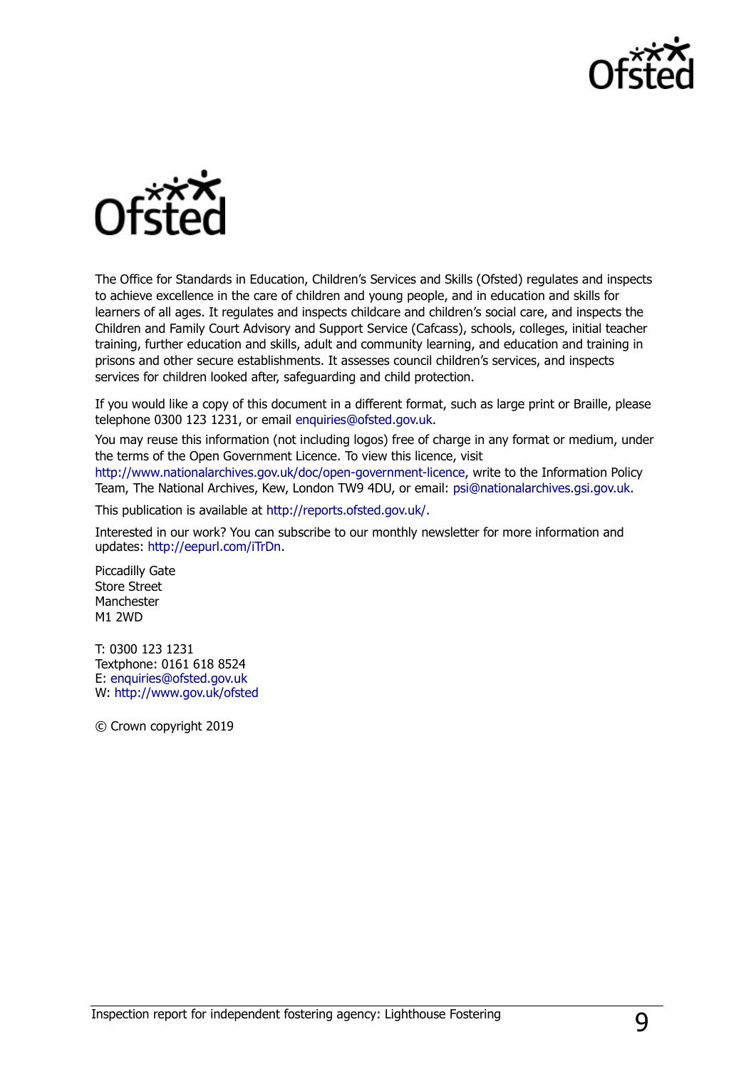The Office for Standards in Education, Children's Services and Skills (Ofsted) regulates and inspects to achieve excellence in the care of children and young people, and in education and skills for learners of all ages. It regulates and inspects childcare and children's social care, and inspects the Children and Family Court Advisory and Support Service (Cafcass), schools, colleges, initial teacher training, further education and skills, adult and community learning, and education and training in prisons and other secure establishments. It assesses council children's services, and inspects services for children looked after, safeguarding and child protection.

If you would like a copy of this document in a different format, such as large print or Braille, please telephone 0300 123 1231, or email enquiries@ofsted.gov.uk.

You may reuse this information (not including logos) free of charge in any format or medium, under the terms of the Open Government Licence. To view this licence, visit http://www.nationalarchives.gov.uk/doc/open-government-licence, write to the Information Policy Team, The National Archives, Kew, London TW9 4DU, or email: psi@nationalarchives.gsi.gov.uk.

This publication is available at http://reports.ofsted.gov.uk/.

Interested in our work? You can subscribe to our monthly newsletter for more information and updates: http://eepurl.com/iTrDn.

Piccadilly Gate
Store Street
Manchester
M1 2WD

T: 0300 123 1231
Textphone: 0161 618 8524
E: enquiries@ofsted.gov.uk
W: http://www.gov.uk/ofsted

© Crown copyright 2019